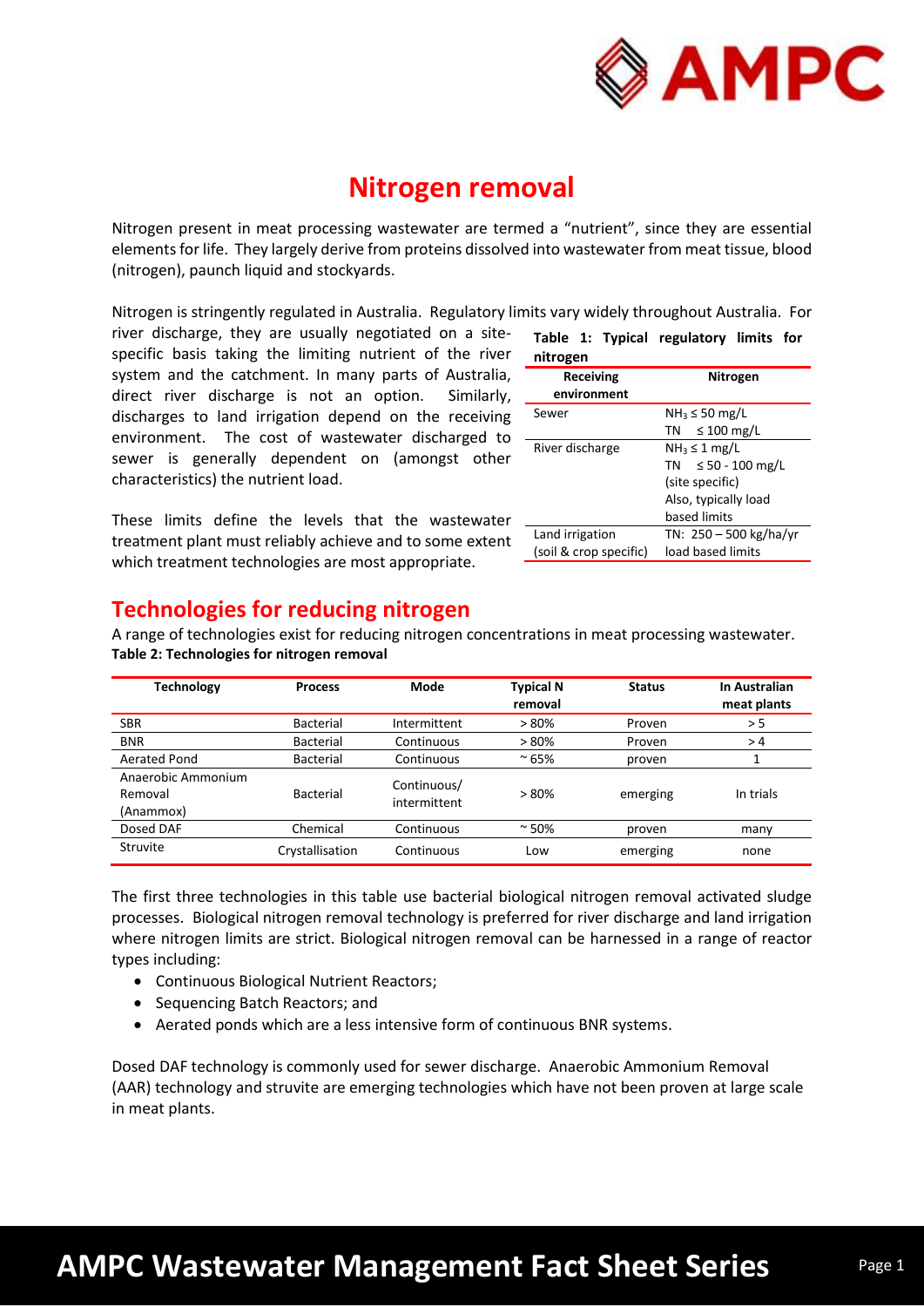# Nitrogen removal

Nitrogen present in meat processing wastewater are termed a "nutrient", since they are essential elements for life. They largely derive from proteins dissolved into wastewater from meat tissue, blood (nitrogen), paunch liquid and stockyards.

Nitrogen is stringently regulated in Australia. Regulatory limits vary widely throughout Australia. For river discharge, they are usually negotiated on a site-specific basis taking the limiting nutrient of the river system and the catchment. In many parts of Australia, direct river discharge is not an option. Similarly, discharges to land irrigation depend on the receiving environment. The cost of wastewater discharged to sewer is generally dependent on (amongst other characteristics) the nutrient load.

These limits define the levels that the wastewater treatment plant must reliably achieve and to some extent which treatment technologies are most appropriate.

**Table 1: Typical regulatory limits for nitrogen**

| Receiving environment | Nitrogen |
|---|---|
| Sewer | $NH_3 \leq 50$ mg/L<br>TN $\leq 100$ mg/L |
| River discharge | $NH_3 \leq 1$ mg/L<br>TN $\leq 50$ - 100 mg/L (site specific)<br>Also, typically load based limits |
| Land irrigation (soil & crop specific) | TN: 250 – 500 kg/ha/yr load based limits |

## Technologies for reducing nitrogen

A range of technologies exist for reducing nitrogen concentrations in meat processing wastewater.

**Table 2: Technologies for nitrogen removal**

| Technology | Process | Mode | Typical N removal | Status | In Australian meat plants |
|---|---|---|---|---|---|
| SBR | Bacterial | Intermittent | > 80% | Proven | > 5 |
| BNR | Bacterial | Continuous | > 80% | Proven | > 4 |
| Aerated Pond | Bacterial | Continuous | ~ 65% | proven | 1 |
| Anaerobic Ammonium Removal (Anammox) | Bacterial | Continuous/ intermittent | > 80% | emerging | In trials |
| Dosed DAF | Chemical | Continuous | ~ 50% | proven | many |
| Struvite | Crystallisation | Continuous | Low | emerging | none |

The first three technologies in this table use bacterial biological nitrogen removal activated sludge processes. Biological nitrogen removal technology is preferred for river discharge and land irrigation where nitrogen limits are strict. Biological nitrogen removal can be harnessed in a range of reactor types including:

- Continuous Biological Nutrient Reactors;
- Sequencing Batch Reactors; and
- Aerated ponds which are a less intensive form of continuous BNR systems.

Dosed DAF technology is commonly used for sewer discharge. Anaerobic Ammonium Removal (AAR) technology and struvite are emerging technologies which have not been proven at large scale in meat plants.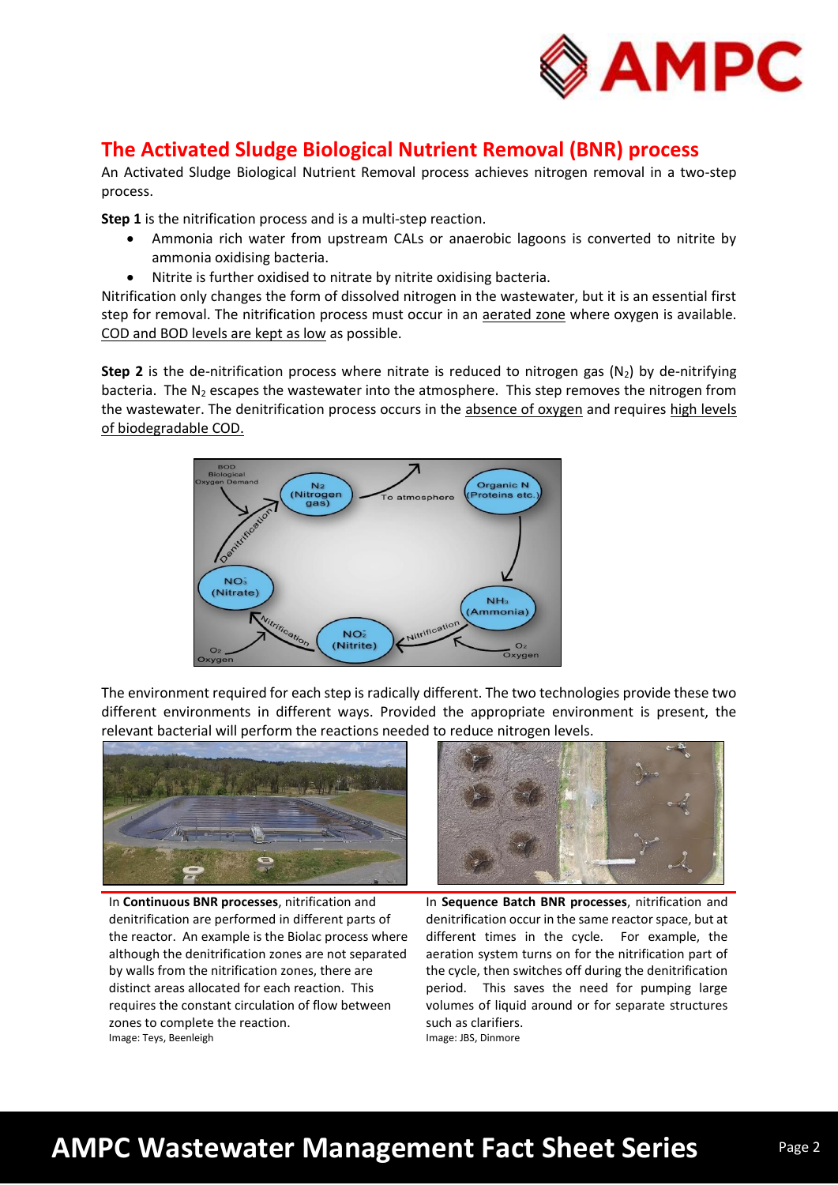## The Activated Sludge Biological Nutrient Removal (BNR) process

An Activated Sludge Biological Nutrient Removal process achieves nitrogen removal in a two-step process.

**Step 1** is the nitrification process and is a multi-step reaction.

- Ammonia rich water from upstream CALs or anaerobic lagoons is converted to nitrite by ammonia oxidising bacteria.
- Nitrite is further oxidised to nitrate by nitrite oxidising bacteria.

Nitrification only changes the form of dissolved nitrogen in the wastewater, but it is an essential first step for removal. The nitrification process must occur in an aerated zone where oxygen is available. COD and BOD levels are kept as low as possible.

**Step 2** is the de-nitrification process where nitrate is reduced to nitrogen gas ($N_2$) by de-nitrifying bacteria. The $N_2$ escapes the wastewater into the atmosphere. This step removes the nitrogen from the wastewater. The denitrification process occurs in the absence of oxygen and requires high levels of biodegradable COD.

BOD Biological Oxygen Demand

$N_2$ (Nitrogen gas) — To atmosphere — Organic N (Proteins etc.)

Denitrification

$NO_3^-$ (Nitrate)

$NH_3$ (Ammonia)

Nitrification — $NO_2^-$ (Nitrite) — Nitrification

$O_2$ Oxygen — $O_2$ Oxygen

The environment required for each step is radically different. The two technologies provide these two different environments in different ways. Provided the appropriate environment is present, the relevant bacterial will perform the reactions needed to reduce nitrogen levels.

In **Continuous BNR processes**, nitrification and denitrification are performed in different parts of the reactor. An example is the Biolac process where although the denitrification zones are not separated by walls from the nitrification zones, there are distinct areas allocated for each reaction. This requires the constant circulation of flow between zones to complete the reaction.

Image: Teys, Beenleigh

In **Sequence Batch BNR processes**, nitrification and denitrification occur in the same reactor space, but at different times in the cycle. For example, the aeration system turns on for the nitrification part of the cycle, then switches off during the denitrification period. This saves the need for pumping large volumes of liquid around or for separate structures such as clarifiers.

Image: JBS, Dinmore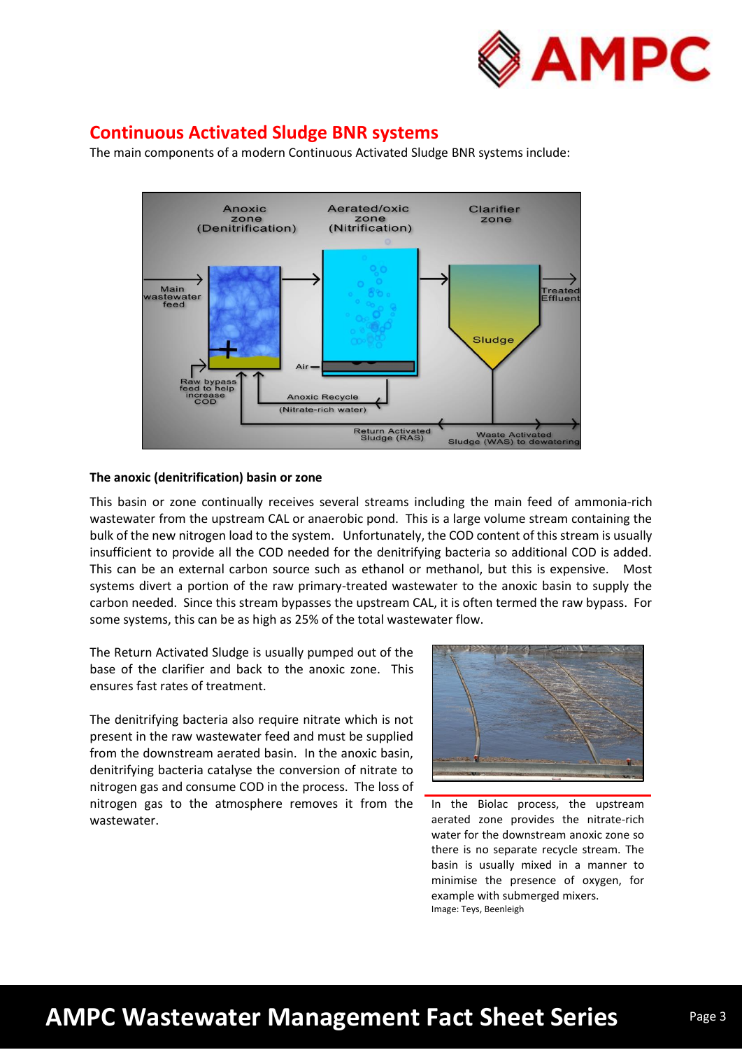## Continuous Activated Sludge BNR systems

The main components of a modern Continuous Activated Sludge BNR systems include:

**The anoxic (denitrification) basin or zone**

This basin or zone continually receives several streams including the main feed of ammonia-rich wastewater from the upstream CAL or anaerobic pond. This is a large volume stream containing the bulk of the new nitrogen load to the system. Unfortunately, the COD content of this stream is usually insufficient to provide all the COD needed for the denitrifying bacteria so additional COD is added. This can be an external carbon source such as ethanol or methanol, but this is expensive. Most systems divert a portion of the raw primary-treated wastewater to the anoxic basin to supply the carbon needed. Since this stream bypasses the upstream CAL, it is often termed the raw bypass. For some systems, this can be as high as 25% of the total wastewater flow.

The Return Activated Sludge is usually pumped out of the base of the clarifier and back to the anoxic zone. This ensures fast rates of treatment.

The denitrifying bacteria also require nitrate which is not present in the raw wastewater feed and must be supplied from the downstream aerated basin. In the anoxic basin, denitrifying bacteria catalyse the conversion of nitrate to nitrogen gas and consume COD in the process. The loss of nitrogen gas to the atmosphere removes it from the wastewater.

In the Biolac process, the upstream aerated zone provides the nitrate-rich water for the downstream anoxic zone so there is no separate recycle stream. The basin is usually mixed in a manner to minimise the presence of oxygen, for example with submerged mixers.
Image: Teys, Beenleigh

AMPC Wastewater Management Fact Sheet Series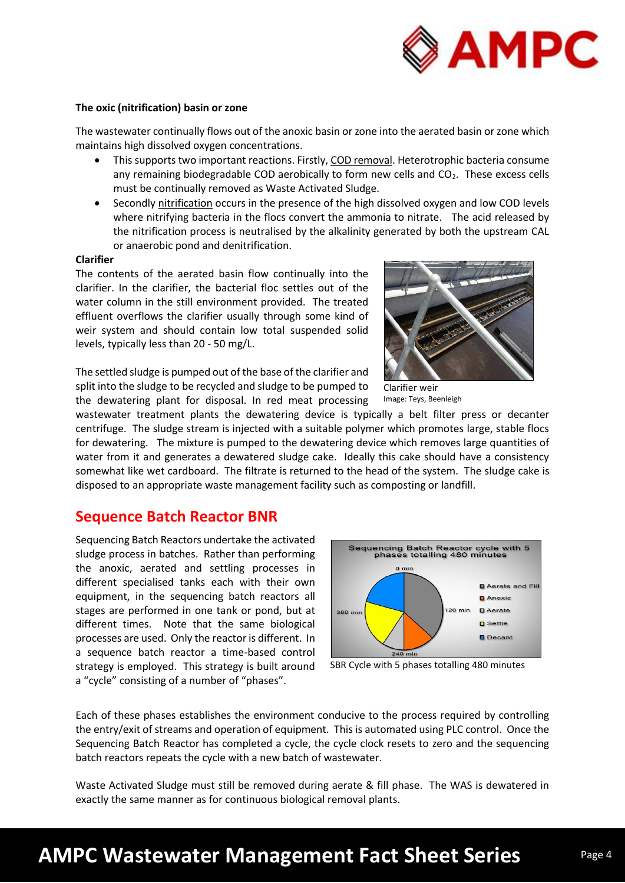**The oxic (nitrification) basin or zone**

The wastewater continually flows out of the anoxic basin or zone into the aerated basin or zone which maintains high dissolved oxygen concentrations.

- This supports two important reactions. Firstly, COD removal. Heterotrophic bacteria consume any remaining biodegradable COD aerobically to form new cells and $CO_2$. These excess cells must be continually removed as Waste Activated Sludge.
- Secondly nitrification occurs in the presence of the high dissolved oxygen and low COD levels where nitrifying bacteria in the flocs convert the ammonia to nitrate. The acid released by the nitrification process is neutralised by the alkalinity generated by both the upstream CAL or anaerobic pond and denitrification.

**Clarifier**

The contents of the aerated basin flow continually into the clarifier. In the clarifier, the bacterial floc settles out of the water column in the still environment provided. The treated effluent overflows the clarifier usually through some kind of weir system and should contain low total suspended solid levels, typically less than 20 - 50 mg/L.

Clarifier weir
Image: Teys, Beenleigh

The settled sludge is pumped out of the base of the clarifier and split into the sludge to be recycled and sludge to be pumped to the dewatering plant for disposal. In red meat processing wastewater treatment plants the dewatering device is typically a belt filter press or decanter centrifuge. The sludge stream is injected with a suitable polymer which promotes large, stable flocs for dewatering. The mixture is pumped to the dewatering device which removes large quantities of water from it and generates a dewatered sludge cake. Ideally this cake should have a consistency somewhat like wet cardboard. The filtrate is returned to the head of the system. The sludge cake is disposed to an appropriate waste management facility such as composting or landfill.

## Sequence Batch Reactor BNR

Sequencing Batch Reactors undertake the activated sludge process in batches. Rather than performing the anoxic, aerated and settling processes in different specialised tanks each with their own equipment, in the sequencing batch reactors all stages are performed in one tank or pond, but at different times. Note that the same biological processes are used. Only the reactor is different. In a sequence batch reactor a time-based control strategy is employed. This strategy is built around a "cycle" consisting of a number of "phases".

SBR Cycle with 5 phases totalling 480 minutes

Each of these phases establishes the environment conducive to the process required by controlling the entry/exit of streams and operation of equipment. This is automated using PLC control. Once the Sequencing Batch Reactor has completed a cycle, the cycle clock resets to zero and the sequencing batch reactors repeats the cycle with a new batch of wastewater.

Waste Activated Sludge must still be removed during aerate & fill phase. The WAS is dewatered in exactly the same manner as for continuous biological removal plants.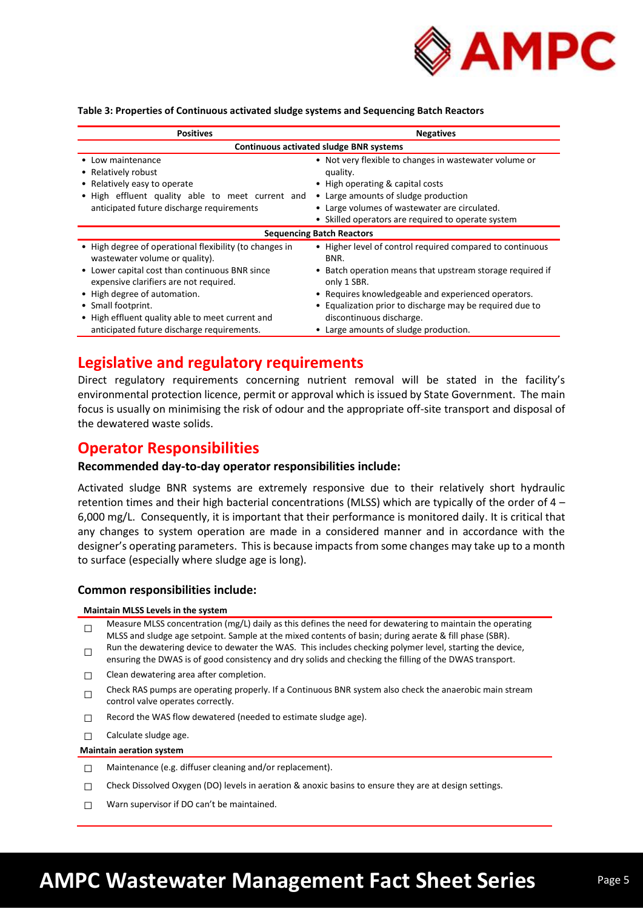**Table 3: Properties of Continuous activated sludge systems and Sequencing Batch Reactors**

| Positives | Negatives |
|---|---|
| **Continuous activated sludge BNR systems** | |
| • Low maintenance<br>• Relatively robust<br>• Relatively easy to operate<br>• High effluent quality able to meet current and anticipated future discharge requirements | • Not very flexible to changes in wastewater volume or quality.<br>• High operating & capital costs<br>• Large amounts of sludge production<br>• Large volumes of wastewater are circulated.<br>• Skilled operators are required to operate system |
| **Sequencing Batch Reactors** | |
| • High degree of operational flexibility (to changes in wastewater volume or quality).<br>• Lower capital cost than continuous BNR since expensive clarifiers are not required.<br>• High degree of automation.<br>• Small footprint.<br>• High effluent quality able to meet current and anticipated future discharge requirements. | • Higher level of control required compared to continuous BNR.<br>• Batch operation means that upstream storage required if only 1 SBR.<br>• Requires knowledgeable and experienced operators.<br>• Equalization prior to discharge may be required due to discontinuous discharge.<br>• Large amounts of sludge production. |

## Legislative and regulatory requirements

Direct regulatory requirements concerning nutrient removal will be stated in the facility's environmental protection licence, permit or approval which is issued by State Government. The main focus is usually on minimising the risk of odour and the appropriate off-site transport and disposal of the dewatered waste solids.

## Operator Responsibilities

### Recommended day-to-day operator responsibilities include:

Activated sludge BNR systems are extremely responsive due to their relatively short hydraulic retention times and their high bacterial concentrations (MLSS) which are typically of the order of 4 – 6,000 mg/L. Consequently, it is important that their performance is monitored daily. It is critical that any changes to system operation are made in a considered manner and in accordance with the designer's operating parameters. This is because impacts from some changes may take up to a month to surface (especially where sludge age is long).

### Common responsibilities include:

**Maintain MLSS Levels in the system**

- ☐ Measure MLSS concentration (mg/L) daily as this defines the need for dewatering to maintain the operating MLSS and sludge age setpoint. Sample at the mixed contents of basin; during aerate & fill phase (SBR).
- ☐ Run the dewatering device to dewater the WAS. This includes checking polymer level, starting the device, ensuring the DWAS is of good consistency and dry solids and checking the filling of the DWAS transport.
- ☐ Clean dewatering area after completion.
- ☐ Check RAS pumps are operating properly. If a Continuous BNR system also check the anaerobic main stream control valve operates correctly.
- ☐ Record the WAS flow dewatered (needed to estimate sludge age).
- ☐ Calculate sludge age.

**Maintain aeration system**

- ☐ Maintenance (e.g. diffuser cleaning and/or replacement).
- ☐ Check Dissolved Oxygen (DO) levels in aeration & anoxic basins to ensure they are at design settings.
- ☐ Warn supervisor if DO can't be maintained.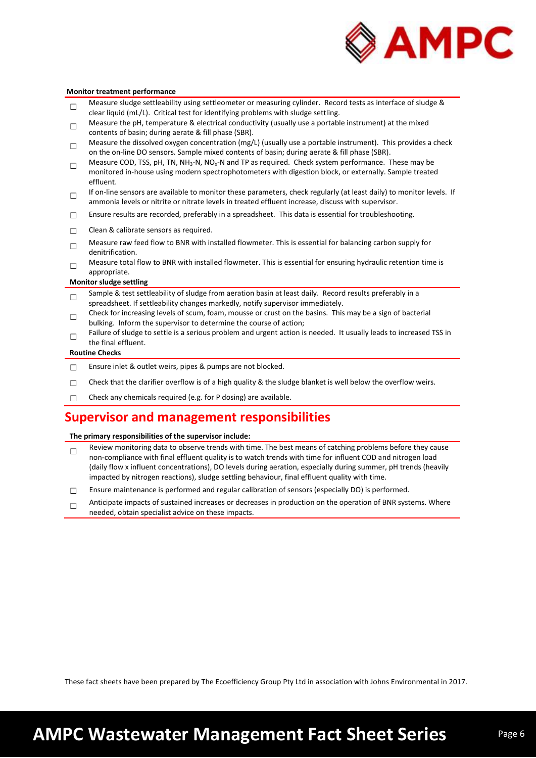**Monitor treatment performance**

- ☐ Measure sludge settleability using settleometer or measuring cylinder. Record tests as interface of sludge & clear liquid (mL/L). Critical test for identifying problems with sludge settling.
- ☐ Measure the pH, temperature & electrical conductivity (usually use a portable instrument) at the mixed contents of basin; during aerate & fill phase (SBR).
- ☐ Measure the dissolved oxygen concentration (mg/L) (usually use a portable instrument). This provides a check on the on-line DO sensors. Sample mixed contents of basin; during aerate & fill phase (SBR).
- ☐ Measure COD, TSS, pH, TN, $NH_3$-N, $NO_x$-N and TP as required. Check system performance. These may be monitored in-house using modern spectrophotometers with digestion block, or externally. Sample treated effluent.
- ☐ If on-line sensors are available to monitor these parameters, check regularly (at least daily) to monitor levels. If ammonia levels or nitrite or nitrate levels in treated effluent increase, discuss with supervisor.
- ☐ Ensure results are recorded, preferably in a spreadsheet. This data is essential for troubleshooting.
- ☐ Clean & calibrate sensors as required.
- ☐ Measure raw feed flow to BNR with installed flowmeter. This is essential for balancing carbon supply for denitrification.
- ☐ Measure total flow to BNR with installed flowmeter. This is essential for ensuring hydraulic retention time is appropriate.

**Monitor sludge settling**

- ☐ Sample & test settleability of sludge from aeration basin at least daily. Record results preferably in a spreadsheet. If settleability changes markedly, notify supervisor immediately.
- ☐ Check for increasing levels of scum, foam, mousse or crust on the basins. This may be a sign of bacterial bulking. Inform the supervisor to determine the course of action;
- ☐ Failure of sludge to settle is a serious problem and urgent action is needed. It usually leads to increased TSS in the final effluent.

**Routine Checks**

- ☐ Ensure inlet & outlet weirs, pipes & pumps are not blocked.
- ☐ Check that the clarifier overflow is of a high quality & the sludge blanket is well below the overflow weirs.
- ☐ Check any chemicals required (e.g. for P dosing) are available.

## Supervisor and management responsibilities

**The primary responsibilities of the supervisor include:**

- ☐ Review monitoring data to observe trends with time. The best means of catching problems before they cause non-compliance with final effluent quality is to watch trends with time for influent COD and nitrogen load (daily flow x influent concentrations), DO levels during aeration, especially during summer, pH trends (heavily impacted by nitrogen reactions), sludge settling behaviour, final effluent quality with time.
- ☐ Ensure maintenance is performed and regular calibration of sensors (especially DO) is performed.
- ☐ Anticipate impacts of sustained increases or decreases in production on the operation of BNR systems. Where needed, obtain specialist advice on these impacts.

These fact sheets have been prepared by The Ecoefficiency Group Pty Ltd in association with Johns Environmental in 2017.